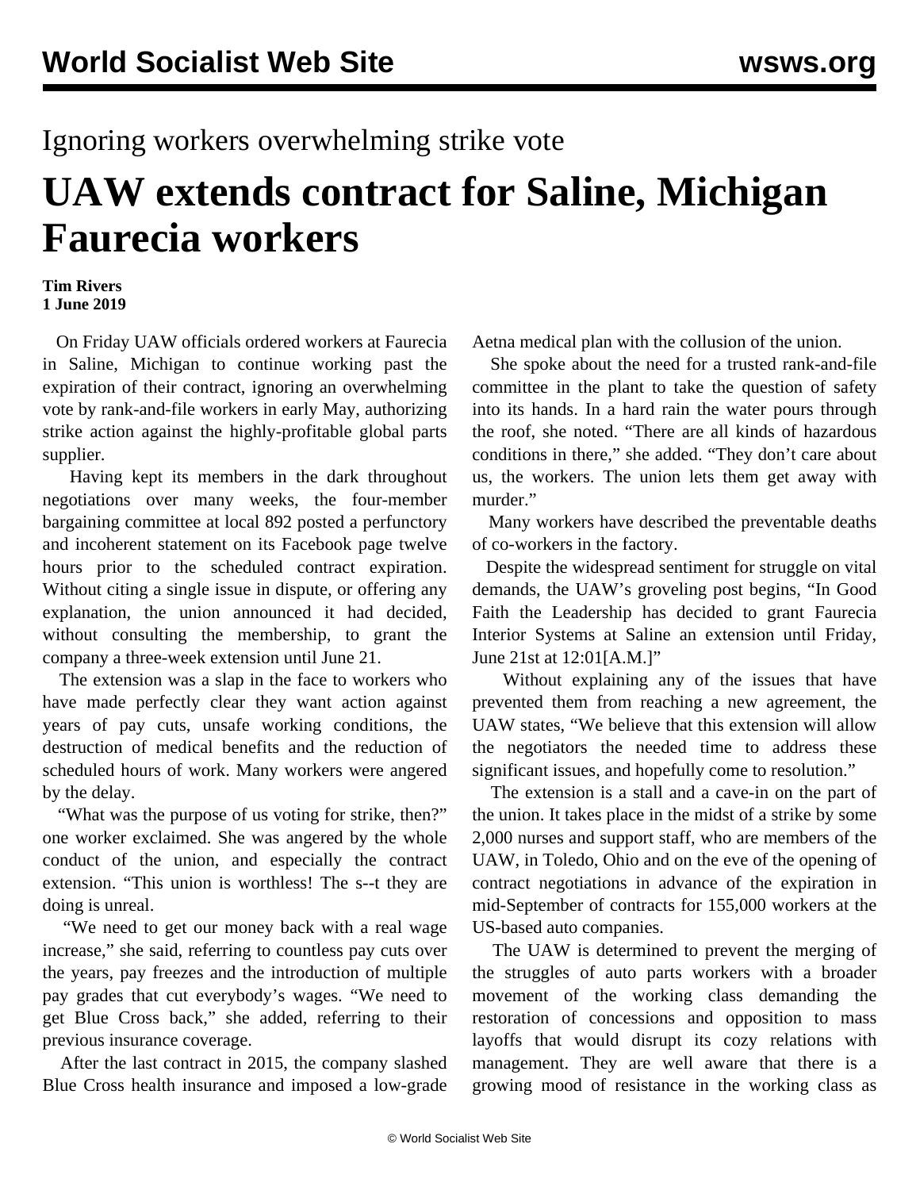Ignoring workers overwhelming strike vote

# UAW extends contract for Saline, Michigan Faurecia workers

**Tim Rivers**
**1 June 2019**

On Friday UAW officials ordered workers at Faurecia in Saline, Michigan to continue working past the expiration of their contract, ignoring an overwhelming vote by rank-and-file workers in early May, authorizing strike action against the highly-profitable global parts supplier.

Having kept its members in the dark throughout negotiations over many weeks, the four-member bargaining committee at local 892 posted a perfunctory and incoherent statement on its Facebook page twelve hours prior to the scheduled contract expiration. Without citing a single issue in dispute, or offering any explanation, the union announced it had decided, without consulting the membership, to grant the company a three-week extension until June 21.

The extension was a slap in the face to workers who have made perfectly clear they want action against years of pay cuts, unsafe working conditions, the destruction of medical benefits and the reduction of scheduled hours of work. Many workers were angered by the delay.

"What was the purpose of us voting for strike, then?" one worker exclaimed. She was angered by the whole conduct of the union, and especially the contract extension. "This union is worthless! The s--t they are doing is unreal.

"We need to get our money back with a real wage increase," she said, referring to countless pay cuts over the years, pay freezes and the introduction of multiple pay grades that cut everybody's wages. "We need to get Blue Cross back," she added, referring to their previous insurance coverage.

After the last contract in 2015, the company slashed Blue Cross health insurance and imposed a low-grade Aetna medical plan with the collusion of the union.

She spoke about the need for a trusted rank-and-file committee in the plant to take the question of safety into its hands. In a hard rain the water pours through the roof, she noted. "There are all kinds of hazardous conditions in there," she added. "They don't care about us, the workers. The union lets them get away with murder."

Many workers have described the preventable deaths of co-workers in the factory.

Despite the widespread sentiment for struggle on vital demands, the UAW's groveling post begins, "In Good Faith the Leadership has decided to grant Faurecia Interior Systems at Saline an extension until Friday, June 21st at 12:01[A.M.]"

Without explaining any of the issues that have prevented them from reaching a new agreement, the UAW states, "We believe that this extension will allow the negotiators the needed time to address these significant issues, and hopefully come to resolution."

The extension is a stall and a cave-in on the part of the union. It takes place in the midst of a strike by some 2,000 nurses and support staff, who are members of the UAW, in Toledo, Ohio and on the eve of the opening of contract negotiations in advance of the expiration in mid-September of contracts for 155,000 workers at the US-based auto companies.

The UAW is determined to prevent the merging of the struggles of auto parts workers with a broader movement of the working class demanding the restoration of concessions and opposition to mass layoffs that would disrupt its cozy relations with management. They are well aware that there is a growing mood of resistance in the working class as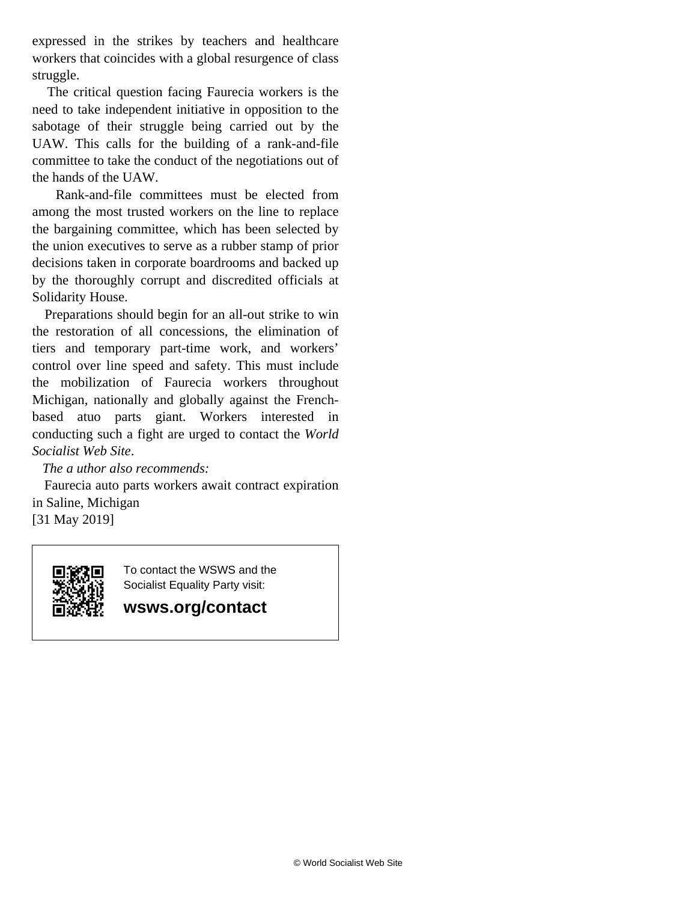expressed in the strikes by teachers and healthcare workers that coincides with a global resurgence of class struggle.

The critical question facing Faurecia workers is the need to take independent initiative in opposition to the sabotage of their struggle being carried out by the UAW. This calls for the building of a rank-and-file committee to take the conduct of the negotiations out of the hands of the UAW.

Rank-and-file committees must be elected from among the most trusted workers on the line to replace the bargaining committee, which has been selected by the union executives to serve as a rubber stamp of prior decisions taken in corporate boardrooms and backed up by the thoroughly corrupt and discredited officials at Solidarity House.

Preparations should begin for an all-out strike to win the restoration of all concessions, the elimination of tiers and temporary part-time work, and workers' control over line speed and safety. This must include the mobilization of Faurecia workers throughout Michigan, nationally and globally against the French-based atuo parts giant. Workers interested in conducting such a fight are urged to contact the *World Socialist Web Site*.

*The a uthor also recommends:*

Faurecia auto parts workers await contract expiration in Saline, Michigan
[31 May 2019]

To contact the WSWS and the Socialist Equality Party visit:

**wsws.org/contact**